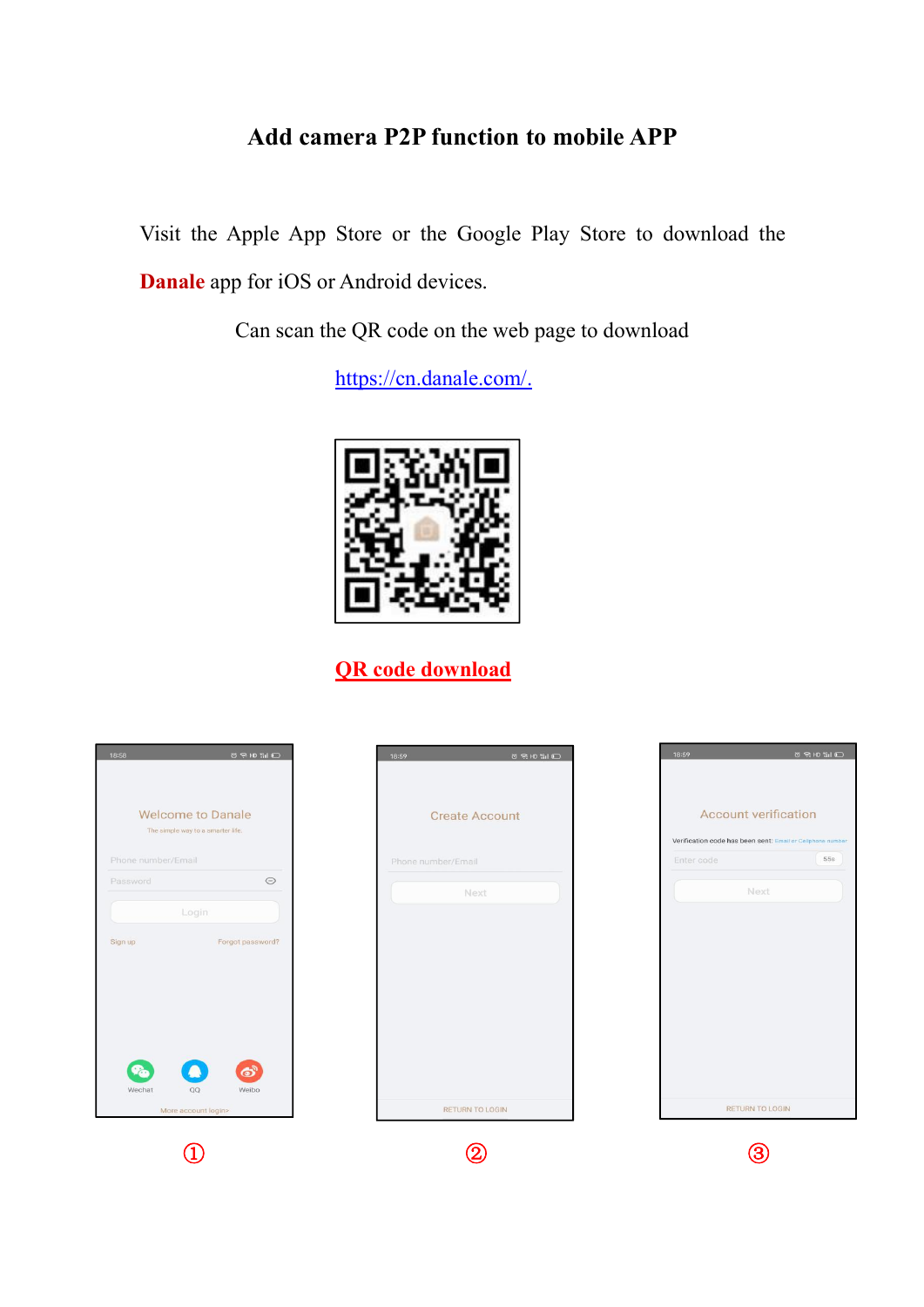# Add camera P2P function to mobile APP

Visit the Apple App Store or the Google Play Store to download the **Danale** app for iOS or Android devices.

Can scan the QR code on the web page to download

https://cn.danale.com/.

**QR code download**

①

②

③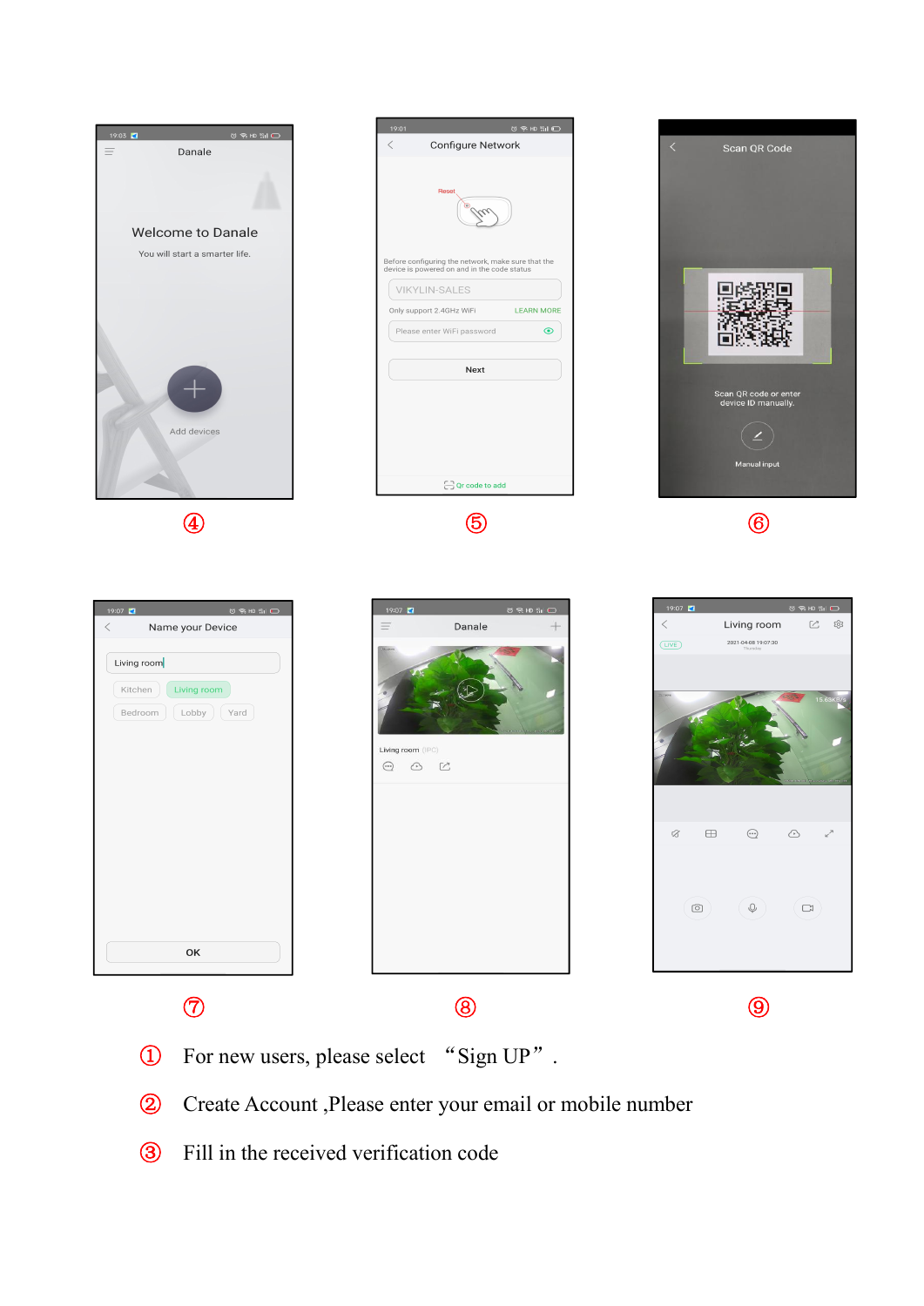④

⑤

⑥

⑦

⑧

⑨

① For new users, please select "Sign UP".

② Create Account ,Please enter your email or mobile number

③ Fill in the received verification code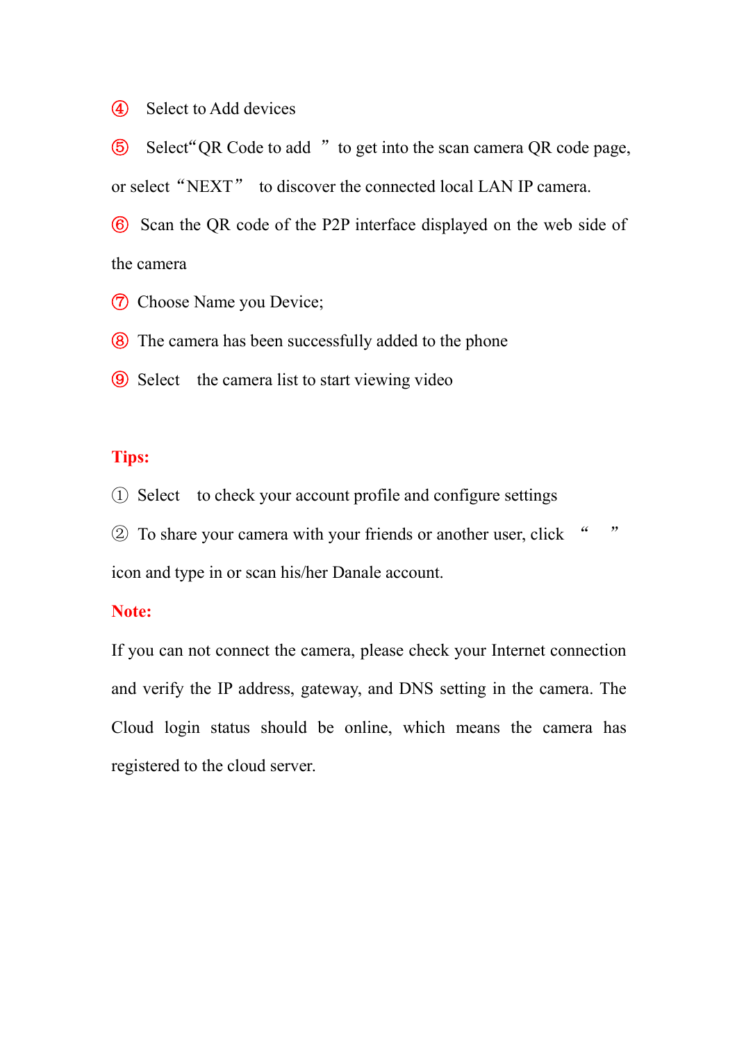④ Select to Add devices

⑤ Select"QR Code to add " to get into the scan camera QR code page, or select "NEXT" to discover the connected local LAN IP camera.

⑥ Scan the QR code of the P2P interface displayed on the web side of the camera

⑦ Choose Name you Device;

⑧ The camera has been successfully added to the phone

⑨ Select the camera list to start viewing video

**Tips:**

① Select to check your account profile and configure settings

② To share your camera with your friends or another user, click " " icon and type in or scan his/her Danale account.

**Note:**

If you can not connect the camera, please check your Internet connection and verify the IP address, gateway, and DNS setting in the camera. The Cloud login status should be online, which means the camera has registered to the cloud server.